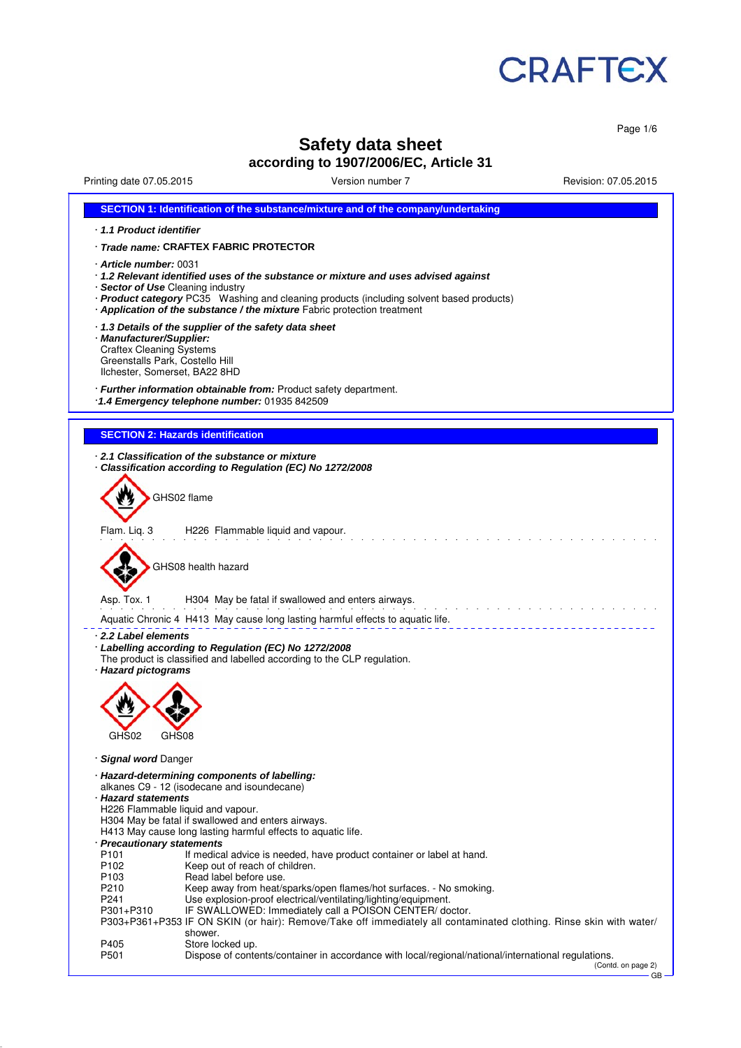CRAFTEX

# Safety data sheet

## according to 1907/2006/EC, Article 31

Printing date 07.05.2015 Version number 7 Revision: 07.05.2015

## SECTION 1: Identification of the substance/mixture and of the company/undertaking

· ***1.1 Product identifier***

· ***Trade name:*** **CRAFTEX FABRIC PROTECTOR**

· ***Article number:*** 0031
· ***1.2 Relevant identified uses of the substance or mixture and uses advised against***
· ***Sector of Use*** Cleaning industry
· ***Product category*** PC35 Washing and cleaning products (including solvent based products)
· ***Application of the substance / the mixture*** Fabric protection treatment

· ***1.3 Details of the supplier of the safety data sheet***
· ***Manufacturer/Supplier:***
Craftex Cleaning Systems
Greenstalls Park, Costello Hill
Ilchester, Somerset, BA22 8HD

· ***Further information obtainable from:*** Product safety department.
·***1.4 Emergency telephone number:*** 01935 842509

## SECTION 2: Hazards identification

· ***2.1 Classification of the substance or mixture***
· ***Classification according to Regulation (EC) No 1272/2008***

GHS02 flame

Flam. Liq. 3 H226 Flammable liquid and vapour.

GHS08 health hazard

Asp. Tox. 1 H304 May be fatal if swallowed and enters airways.

Aquatic Chronic 4 H413 May cause long lasting harmful effects to aquatic life.

· ***2.2 Label elements***
· ***Labelling according to Regulation (EC) No 1272/2008***
The product is classified and labelled according to the CLP regulation.
· ***Hazard pictograms***

GHS02 GHS08

· ***Signal word*** Danger

· ***Hazard-determining components of labelling:***
alkanes C9 - 12 (isodecane and isoundecane)
· ***Hazard statements***
H226 Flammable liquid and vapour.
H304 May be fatal if swallowed and enters airways.
H413 May cause long lasting harmful effects to aquatic life.
· ***Precautionary statements***

| | |
|---|---|
| P101 | If medical advice is needed, have product container or label at hand. |
| P102 | Keep out of reach of children. |
| P103 | Read label before use. |
| P210 | Keep away from heat/sparks/open flames/hot surfaces. - No smoking. |
| P241 | Use explosion-proof electrical/ventilating/lighting/equipment. |
| P301+P310 | IF SWALLOWED: Immediately call a POISON CENTER/ doctor. |
| P303+P361+P353 | IF ON SKIN (or hair): Remove/Take off immediately all contaminated clothing. Rinse skin with water/shower. |
| P405 | Store locked up. |
| P501 | Dispose of contents/container in accordance with local/regional/national/international regulations. |

(Contd. on page 2)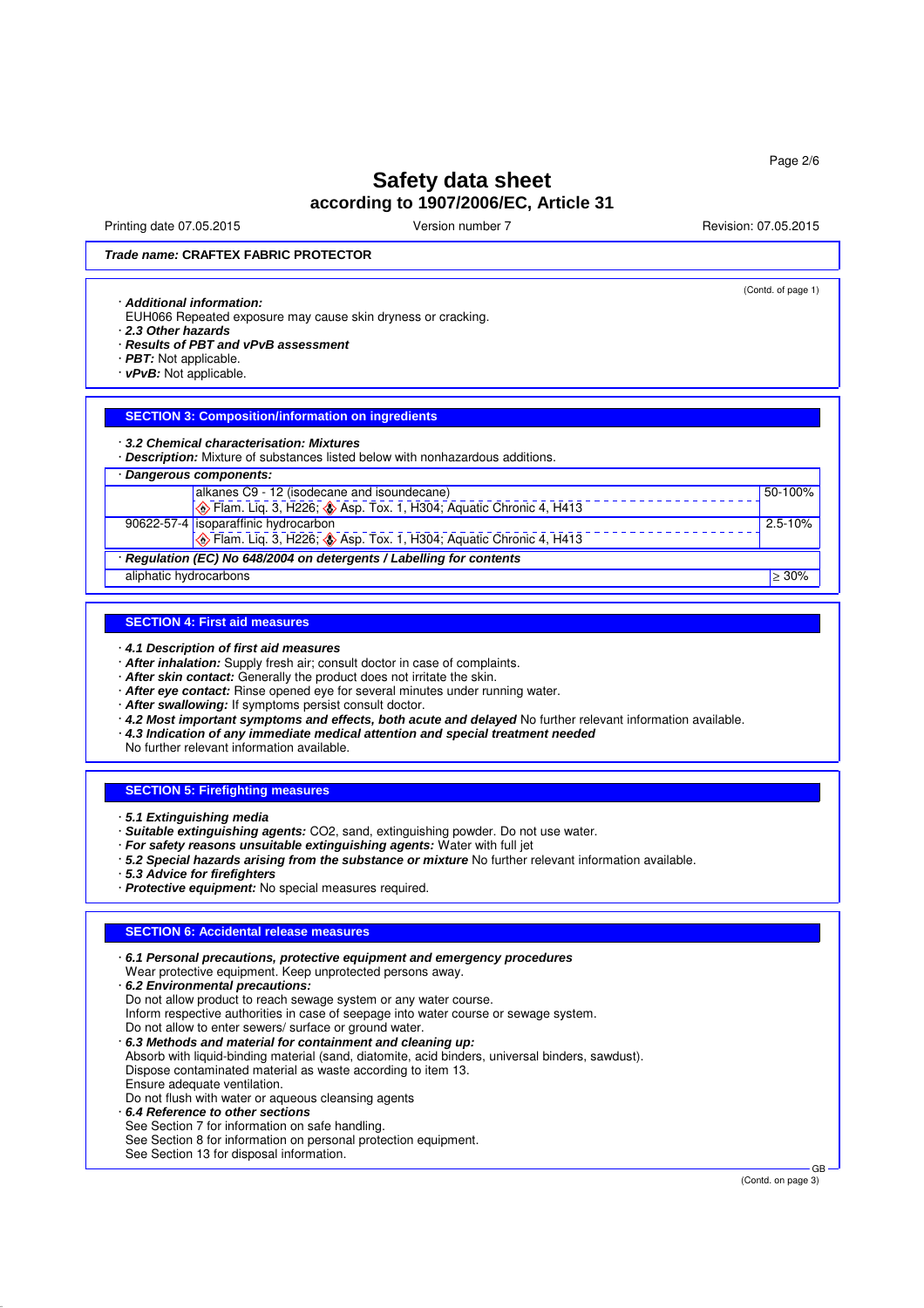(Contd. of page 1)

· **_Additional information:_**
EUH066 Repeated exposure may cause skin dryness or cracking.
· **_2.3 Other hazards_**
· **_Results of PBT and vPvB assessment_**
· **_PBT:_** Not applicable.
· **_vPvB:_** Not applicable.

## SECTION 3: Composition/information on ingredients

· **_3.2 Chemical characterisation: Mixtures_**
· **_Description:_** Mixture of substances listed below with nonhazardous additions.

· **_Dangerous components:_**

| | | |
|---|---|---|
| | alkanes C9 - 12 (isodecane and isoundecane)<br>Flam. Liq. 3, H226; Asp. Tox. 1, H304; Aquatic Chronic 4, H413 | 50-100% |
| 90622-57-4 | isoparaffinic hydrocarbon<br>Flam. Liq. 3, H226; Asp. Tox. 1, H304; Aquatic Chronic 4, H413 | 2.5-10% |

· **_Regulation (EC) No 648/2004 on detergents / Labelling for contents_**

| | |
|---|---|
| aliphatic hydrocarbons | ≥ 30% |

## SECTION 4: First aid measures

· **_4.1 Description of first aid measures_**
· **_After inhalation:_** Supply fresh air; consult doctor in case of complaints.
· **_After skin contact:_** Generally the product does not irritate the skin.
· **_After eye contact:_** Rinse opened eye for several minutes under running water.
· **_After swallowing:_** If symptoms persist consult doctor.
· **_4.2 Most important symptoms and effects, both acute and delayed_** No further relevant information available.
· **_4.3 Indication of any immediate medical attention and special treatment needed_**
No further relevant information available.

## SECTION 5: Firefighting measures

· **_5.1 Extinguishing media_**
· **_Suitable extinguishing agents:_** $CO_2$, sand, extinguishing powder. Do not use water.
· **_For safety reasons unsuitable extinguishing agents:_** Water with full jet
· **_5.2 Special hazards arising from the substance or mixture_** No further relevant information available.
· **_5.3 Advice for firefighters_**
· **_Protective equipment:_** No special measures required.

## SECTION 6: Accidental release measures

· **_6.1 Personal precautions, protective equipment and emergency procedures_**
Wear protective equipment. Keep unprotected persons away.
· **_6.2 Environmental precautions:_**
Do not allow product to reach sewage system or any water course.
Inform respective authorities in case of seepage into water course or sewage system.
Do not allow to enter sewers/ surface or ground water.
· **_6.3 Methods and material for containment and cleaning up:_**
Absorb with liquid-binding material (sand, diatomite, acid binders, universal binders, sawdust).
Dispose contaminated material as waste according to item 13.
Ensure adequate ventilation.
Do not flush with water or aqueous cleansing agents
· **_6.4 Reference to other sections_**
See Section 7 for information on safe handling.
See Section 8 for information on personal protection equipment.
See Section 13 for disposal information.

(Contd. on page 3)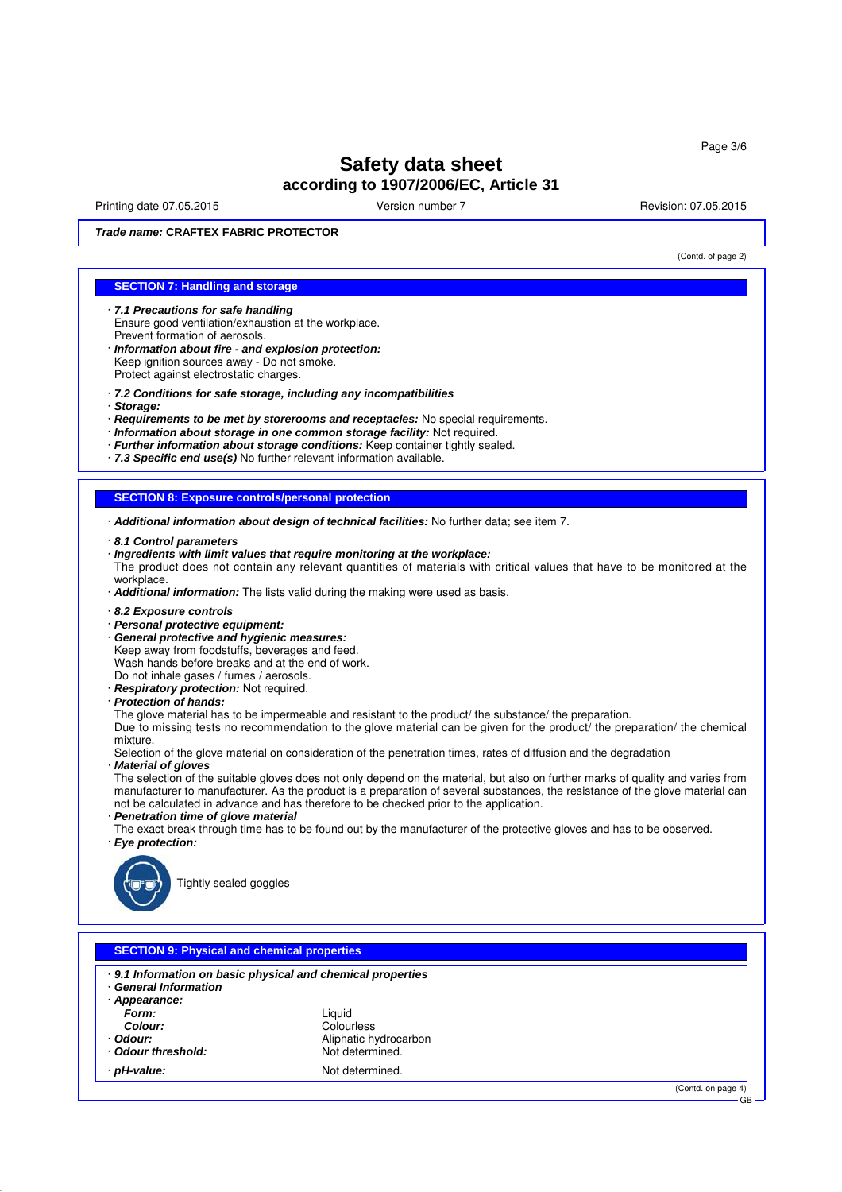**Trade name: CRAFTEX FABRIC PROTECTOR**

(Contd. of page 2)

## SECTION 7: Handling and storage

· ***7.1 Precautions for safe handling***
Ensure good ventilation/exhaustion at the workplace.
Prevent formation of aerosols.
· ***Information about fire - and explosion protection:***
Keep ignition sources away - Do not smoke.
Protect against electrostatic charges.

· ***7.2 Conditions for safe storage, including any incompatibilities***
· ***Storage:***
· ***Requirements to be met by storerooms and receptacles:*** No special requirements.
· ***Information about storage in one common storage facility:*** Not required.
· ***Further information about storage conditions:*** Keep container tightly sealed.
· ***7.3 Specific end use(s)*** No further relevant information available.

## SECTION 8: Exposure controls/personal protection

· ***Additional information about design of technical facilities:*** No further data; see item 7.

· ***8.1 Control parameters***
· ***Ingredients with limit values that require monitoring at the workplace:***
The product does not contain any relevant quantities of materials with critical values that have to be monitored at the workplace.
· ***Additional information:*** The lists valid during the making were used as basis.

· ***8.2 Exposure controls***
· ***Personal protective equipment:***
· ***General protective and hygienic measures:***
Keep away from foodstuffs, beverages and feed.
Wash hands before breaks and at the end of work.
Do not inhale gases / fumes / aerosols.
· ***Respiratory protection:*** Not required.
· ***Protection of hands:***
The glove material has to be impermeable and resistant to the product/ the substance/ the preparation.
Due to missing tests no recommendation to the glove material can be given for the product/ the preparation/ the chemical mixture.
Selection of the glove material on consideration of the penetration times, rates of diffusion and the degradation
· ***Material of gloves***
The selection of the suitable gloves does not only depend on the material, but also on further marks of quality and varies from manufacturer to manufacturer. As the product is a preparation of several substances, the resistance of the glove material can not be calculated in advance and has therefore to be checked prior to the application.
· ***Penetration time of glove material***
The exact break through time has to be found out by the manufacturer of the protective gloves and has to be observed.
· ***Eye protection:***

Tightly sealed goggles

## SECTION 9: Physical and chemical properties

· ***9.1 Information on basic physical and chemical properties***
· ***General Information***
· ***Appearance:***

| | |
|---|---|
| ***Form:*** | Liquid |
| ***Colour:*** | Colourless |
| · ***Odour:*** | Aliphatic hydrocarbon |
| · ***Odour threshold:*** | Not determined. |
| · ***pH-value:*** | Not determined. |

(Contd. on page 4)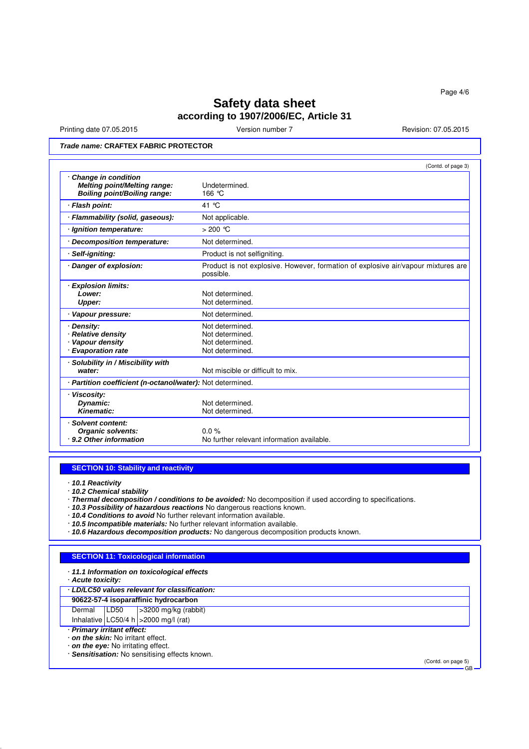**Trade name: CRAFTEX FABRIC PROTECTOR**

(Contd. of page 3)

| | |
|---|---|
| · ***Change in condition*** | |
| ***Melting point/Melting range:*** | Undetermined. |
| ***Boiling point/Boiling range:*** | 166 °C |
| · ***Flash point:*** | 41 °C |
| · ***Flammability (solid, gaseous):*** | Not applicable. |
| · ***Ignition temperature:*** | > 200 °C |
| · ***Decomposition temperature:*** | Not determined. |
| · ***Self-igniting:*** | Product is not selfigniting. |
| · ***Danger of explosion:*** | Product is not explosive. However, formation of explosive air/vapour mixtures are possible. |
| · ***Explosion limits:*** | |
| ***Lower:*** | Not determined. |
| ***Upper:*** | Not determined. |
| · ***Vapour pressure:*** | Not determined. |
| · ***Density:*** | Not determined. |
| · ***Relative density*** | Not determined. |
| · ***Vapour density*** | Not determined. |
| · ***Evaporation rate*** | Not determined. |
| · ***Solubility in / Miscibility with water:*** | Not miscible or difficult to mix. |
| · ***Partition coefficient (n-octanol/water):*** | Not determined. |
| · ***Viscosity:*** | |
| ***Dynamic:*** | Not determined. |
| ***Kinematic:*** | Not determined. |
| · ***Solvent content:*** | |
| ***Organic solvents:*** | 0.0 % |
| · ***9.2 Other information*** | No further relevant information available. |

## SECTION 10: Stability and reactivity

· ***10.1 Reactivity***
· ***10.2 Chemical stability***
· ***Thermal decomposition / conditions to be avoided:*** No decomposition if used according to specifications.
· ***10.3 Possibility of hazardous reactions*** No dangerous reactions known.
· ***10.4 Conditions to avoid*** No further relevant information available.
· ***10.5 Incompatible materials:*** No further relevant information available.
· ***10.6 Hazardous decomposition products:*** No dangerous decomposition products known.

## SECTION 11: Toxicological information

· ***11.1 Information on toxicological effects***
· ***Acute toxicity:***

| · ***LD/LC50 values relevant for classification:*** | | |
|---|---|---|
| **90622-57-4 isoparaffinic hydrocarbon** | | |
| Dermal | LD50 | >3200 mg/kg (rabbit) |
| Inhalative | LC50/4 h | >2000 mg/l (rat) |

· ***Primary irritant effect:***
· ***on the skin:*** No irritant effect.
· ***on the eye:*** No irritating effect.
· ***Sensitisation:*** No sensitising effects known.

(Contd. on page 5)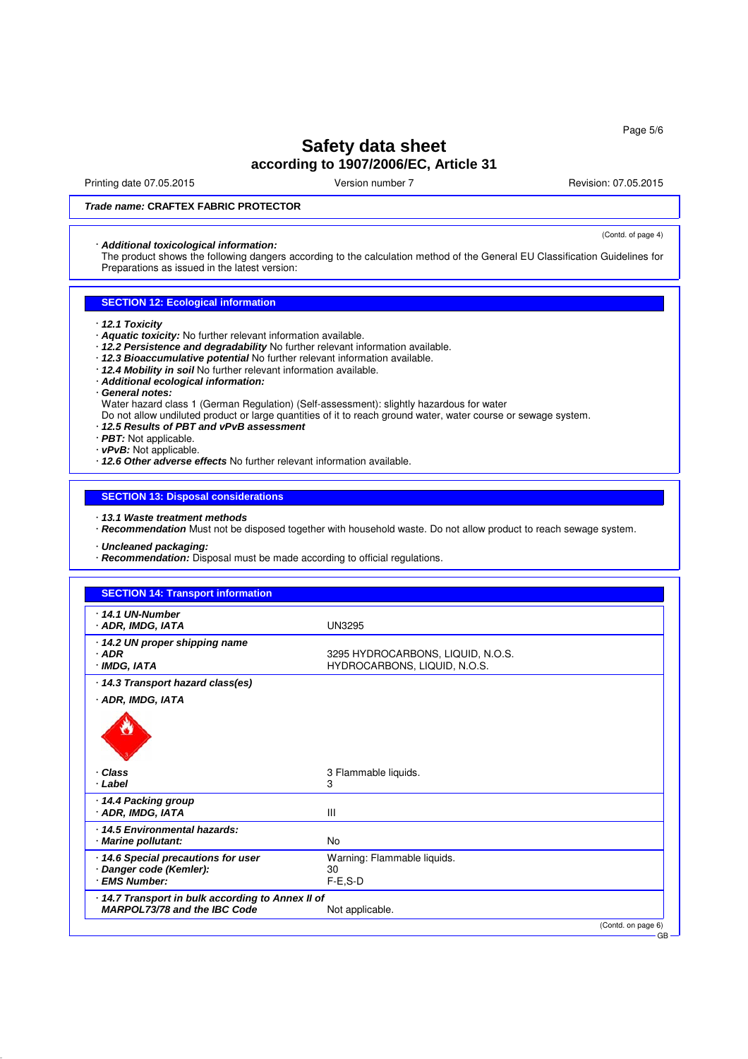**Trade name: CRAFTEX FABRIC PROTECTOR**

(Contd. of page 4)

· ***Additional toxicological information:***
The product shows the following dangers according to the calculation method of the General EU Classification Guidelines for Preparations as issued in the latest version:

## SECTION 12: Ecological information

· ***12.1 Toxicity***
· ***Aquatic toxicity:*** No further relevant information available.
· ***12.2 Persistence and degradability*** No further relevant information available.
· ***12.3 Bioaccumulative potential*** No further relevant information available.
· ***12.4 Mobility in soil*** No further relevant information available.
· ***Additional ecological information:***
· ***General notes:***
Water hazard class 1 (German Regulation) (Self-assessment): slightly hazardous for water
Do not allow undiluted product or large quantities of it to reach ground water, water course or sewage system.
· ***12.5 Results of PBT and vPvB assessment***
· ***PBT:*** Not applicable.
· ***vPvB:*** Not applicable.
· ***12.6 Other adverse effects*** No further relevant information available.

## SECTION 13: Disposal considerations

· ***13.1 Waste treatment methods***
· ***Recommendation*** Must not be disposed together with household waste. Do not allow product to reach sewage system.

· ***Uncleaned packaging:***
· ***Recommendation:*** Disposal must be made according to official regulations.

## SECTION 14: Transport information

| | |
|---|---|
| · ***14.1 UN-Number*** | |
| · ***ADR, IMDG, IATA*** | UN3295 |
| · ***14.2 UN proper shipping name*** | |
| · ***ADR*** | 3295 HYDROCARBONS, LIQUID, N.O.S. |
| · ***IMDG, IATA*** | HYDROCARBONS, LIQUID, N.O.S. |
| · ***14.3 Transport hazard class(es)*** | |
| · ***ADR, IMDG, IATA*** | |
| · ***Class*** | 3 Flammable liquids. |
| · ***Label*** | 3 |
| · ***14.4 Packing group*** | |
| · ***ADR, IMDG, IATA*** | III |
| · ***14.5 Environmental hazards:*** | |
| · ***Marine pollutant:*** | No |
| · ***14.6 Special precautions for user*** | Warning: Flammable liquids. |
| · ***Danger code (Kemler):*** | 30 |
| · ***EMS Number:*** | F-E,S-D |
| · ***14.7 Transport in bulk according to Annex II of MARPOL73/78 and the IBC Code*** | Not applicable. |

(Contd. on page 6)

GB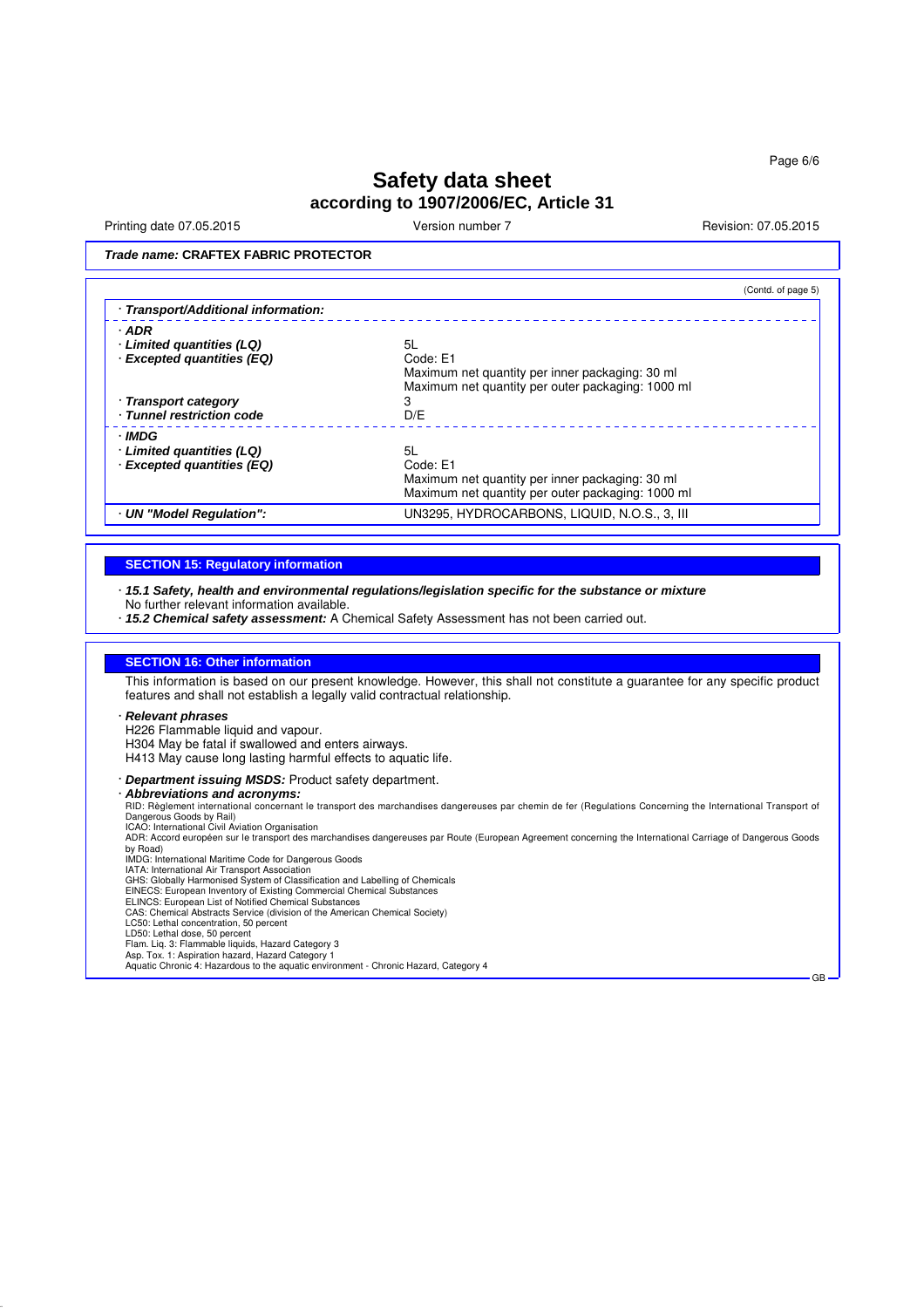# Safety data sheet
## according to 1907/2006/EC, Article 31

Printing date 07.05.2015 Version number 7 Revision: 07.05.2015

***Trade name:* CRAFTEX FABRIC PROTECTOR**

(Contd. of page 5)

· ***Transport/Additional information:***

| | |
|---|---|
| · ***ADR*** | |
| · ***Limited quantities (LQ)*** | 5L |
| · ***Excepted quantities (EQ)*** | Code: E1<br>Maximum net quantity per inner packaging: 30 ml<br>Maximum net quantity per outer packaging: 1000 ml |
| · ***Transport category*** | 3 |
| · ***Tunnel restriction code*** | D/E |
| · ***IMDG*** | |
| · ***Limited quantities (LQ)*** | 5L |
| · ***Excepted quantities (EQ)*** | Code: E1<br>Maximum net quantity per inner packaging: 30 ml<br>Maximum net quantity per outer packaging: 1000 ml |
| · ***UN "Model Regulation":*** | UN3295, HYDROCARBONS, LIQUID, N.O.S., 3, III |

## SECTION 15: Regulatory information

· ***15.1 Safety, health and environmental regulations/legislation specific for the substance or mixture***
No further relevant information available.
· ***15.2 Chemical safety assessment:*** A Chemical Safety Assessment has not been carried out.

## SECTION 16: Other information

This information is based on our present knowledge. However, this shall not constitute a guarantee for any specific product features and shall not establish a legally valid contractual relationship.

· ***Relevant phrases***
H226 Flammable liquid and vapour.
H304 May be fatal if swallowed and enters airways.
H413 May cause long lasting harmful effects to aquatic life.

· ***Department issuing MSDS:*** Product safety department.
· ***Abbreviations and acronyms:***
RID: Règlement international concernant le transport des marchandises dangereuses par chemin de fer (Regulations Concerning the International Transport of Dangerous Goods by Rail)
ICAO: International Civil Aviation Organisation
ADR: Accord européen sur le transport des marchandises dangereuses par Route (European Agreement concerning the International Carriage of Dangerous Goods by Road)
IMDG: International Maritime Code for Dangerous Goods
IATA: International Air Transport Association
GHS: Globally Harmonised System of Classification and Labelling of Chemicals
EINECS: European Inventory of Existing Commercial Chemical Substances
ELINCS: European List of Notified Chemical Substances
CAS: Chemical Abstracts Service (division of the American Chemical Society)
LC50: Lethal concentration, 50 percent
LD50: Lethal dose, 50 percent
Flam. Liq. 3: Flammable liquids, Hazard Category 3
Asp. Tox. 1: Aspiration hazard, Hazard Category 1
Aquatic Chronic 4: Hazardous to the aquatic environment - Chronic Hazard, Category 4

GB